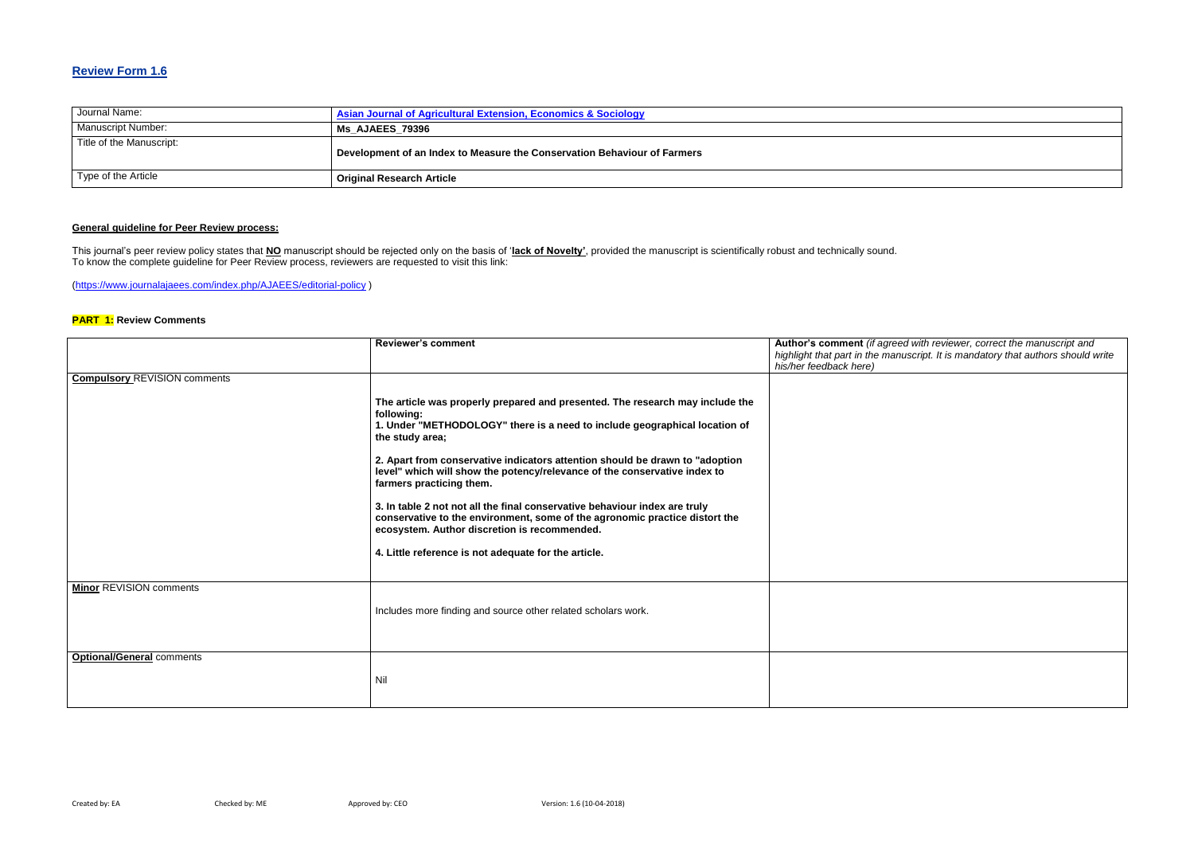## Review Form 1.6

| Journal Name: | Asian Journal of Agricultural Extension, Economics & Sociology |
|---|---|
| Manuscript Number: | **Ms_AJAEES_79396** |
| Title of the Manuscript: | **Development of an Index to Measure the Conservation Behaviour of Farmers** |
| Type of the Article | **Original Research Article** |

**General guideline for Peer Review process:**

This journal's peer review policy states that **NO** manuscript should be rejected only on the basis of '**lack of Novelty'**, provided the manuscript is scientifically robust and technically sound.
To know the complete guideline for Peer Review process, reviewers are requested to visit this link:

(https://www.journalajaees.com/index.php/AJAEES/editorial-policy )

**PART 1:** **Review Comments**

| | **Reviewer's comment** | **Author's comment** *(if agreed with reviewer, correct the manuscript and highlight that part in the manuscript. It is mandatory that authors should write his/her feedback here)* |
|---|---|---|
| **Compulsory** REVISION comments | **The article was properly prepared and presented. The research may include the following:**<br>**1. Under "METHODOLOGY" there is a need to include geographical location of the study area;**<br><br>**2. Apart from conservative indicators attention should be drawn to "adoption level" which will show the potency/relevance of the conservative index to farmers practicing them.**<br><br>**3. In table 2 not not all the final conservative behaviour index are truly conservative to the environment, some of the agronomic practice distort the ecosystem. Author discretion is recommended.**<br><br>**4. Little reference is not adequate for the article.** | |
| **Minor** REVISION comments | Includes more finding and source other related scholars work. | |
| **Optional/General** comments | Nil | |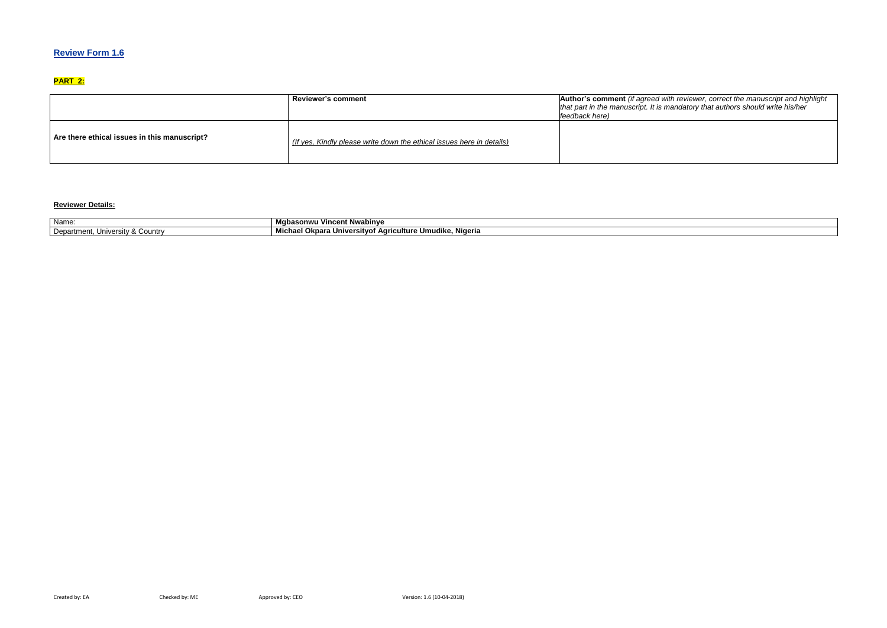## Review Form 1.6

**PART 2:**

| | Reviewer's comment | **Author's comment** *(if agreed with reviewer, correct the manuscript and highlight that part in the manuscript. It is mandatory that authors should write his/her feedback here)* |
| --- | --- | --- |
| **Are there ethical issues in this manuscript?** | *(If yes, Kindly please write down the ethical issues here in details)* | |

**Reviewer Details:**

| | |
| --- | --- |
| Name: | **Mgbasonwu Vincent Nwabinye** |
| Department, University & Country | **Michael Okpara Universityof Agriculture Umudike, Nigeria** |

Created by: EA Checked by: ME Approved by: CEO Version: 1.6 (10-04-2018)